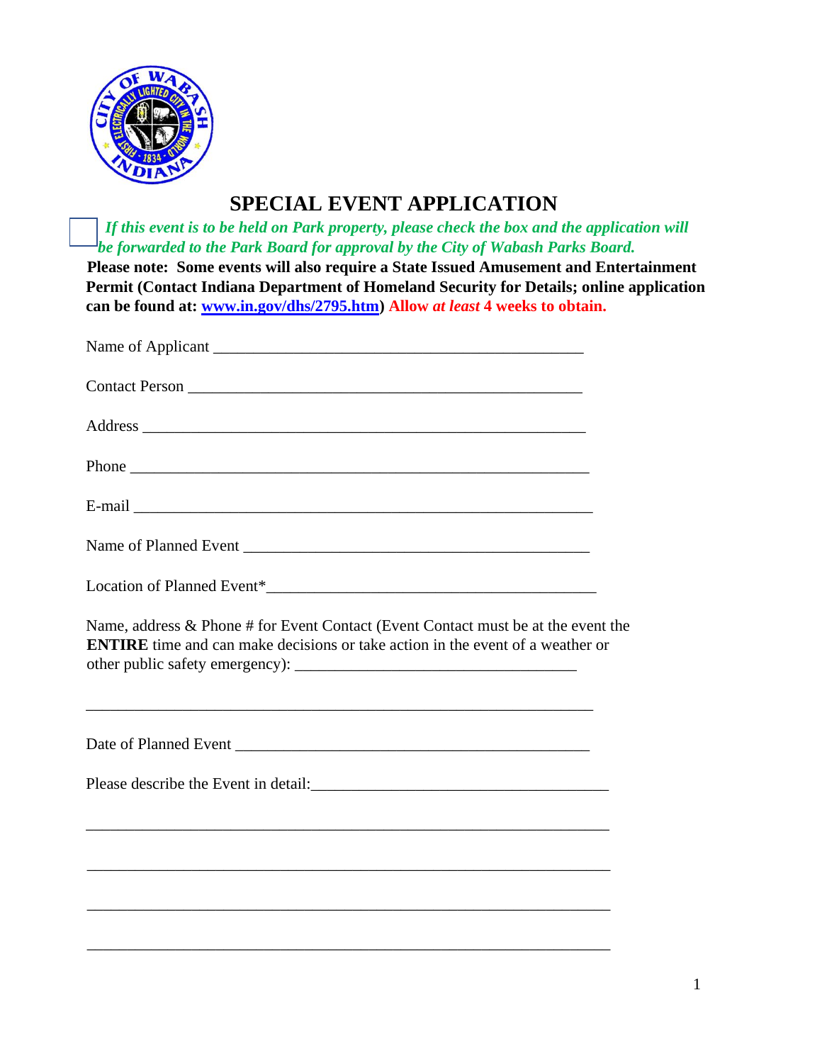# SPECIAL EVENT APPLICATION

☐ ***If this event is to be held on Park property, please check the box and the application will be forwarded to the Park Board for approval by the City of Wabash Parks Board.***

**Please note: Some events will also require a State Issued Amusement and Entertainment Permit (Contact Indiana Department of Homeland Security for Details; online application can be found at: [www.in.gov/dhs/2795.htm](http://www.in.gov/dhs/2795.htm)) Allow *at least* 4 weeks to obtain.**

Name of Applicant _______________________________________________

Contact Person ___________________________________________________

Address _________________________________________________________

Phone ___________________________________________________________

E-mail __________________________________________________________

Name of Planned Event _____________________________________________

Location of Planned Event*__________________________________________

Name, address & Phone # for Event Contact (Event Contact must be at the event the **ENTIRE** time and can make decisions or take action in the event of a weather or other public safety emergency): ____________________________________

_________________________________________________________________

Date of Planned Event ______________________________________________

Please describe the Event in detail:_____________________________________

_________________________________________________________________

_________________________________________________________________

_________________________________________________________________

_________________________________________________________________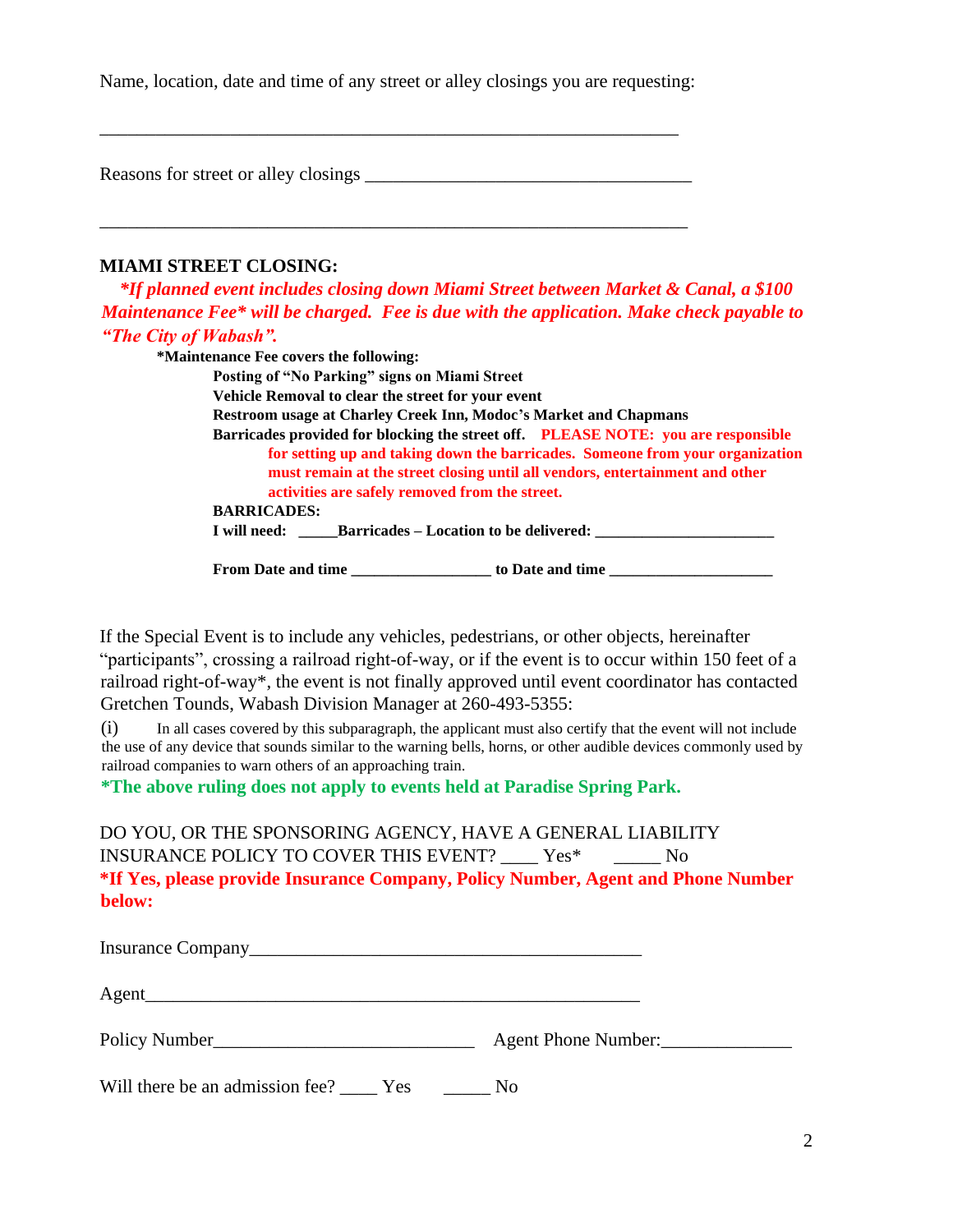Name, location, date and time of any street or alley closings you are requesting:

_______________________________________________________________

Reasons for street or alley closings ___________________________________

_______________________________________________________________

**MIAMI STREET CLOSING:**

***If planned event includes closing down Miami Street between Market & Canal, a $100 Maintenance Fee* will be charged. Fee is due with the application. Make check payable to "The City of Wabash".***

**\*Maintenance Fee covers the following:**

**Posting of "No Parking" signs on Miami Street**
**Vehicle Removal to clear the street for your event**
**Restroom usage at Charley Creek Inn, Modoc's Market and Chapmans**
**Barricades provided for blocking the street off. PLEASE NOTE: you are responsible for setting up and taking down the barricades. Someone from your organization must remain at the street closing until all vendors, entertainment and other activities are safely removed from the street.**

**BARRICADES:**

**I will need: _____Barricades – Location to be delivered: ______________________**

**From Date and time _________________ to Date and time ____________________**

If the Special Event is to include any vehicles, pedestrians, or other objects, hereinafter "participants", crossing a railroad right-of-way, or if the event is to occur within 150 feet of a railroad right-of-way*, the event is not finally approved until event coordinator has contacted Gretchen Tounds, Wabash Division Manager at 260-493-5355:

(i) In all cases covered by this subparagraph, the applicant must also certify that the event will not include the use of any device that sounds similar to the warning bells, horns, or other audible devices commonly used by railroad companies to warn others of an approaching train.

**\*The above ruling does not apply to events held at Paradise Spring Park.**

DO YOU, OR THE SPONSORING AGENCY, HAVE A GENERAL LIABILITY INSURANCE POLICY TO COVER THIS EVENT? ____ Yes* _____ No

**\*If Yes, please provide Insurance Company, Policy Number, Agent and Phone Number below:**

Insurance Company____________________________________________

Agent______________________________________________________

Policy Number____________________________ Agent Phone Number:______________

Will there be an admission fee? ____ Yes _____ No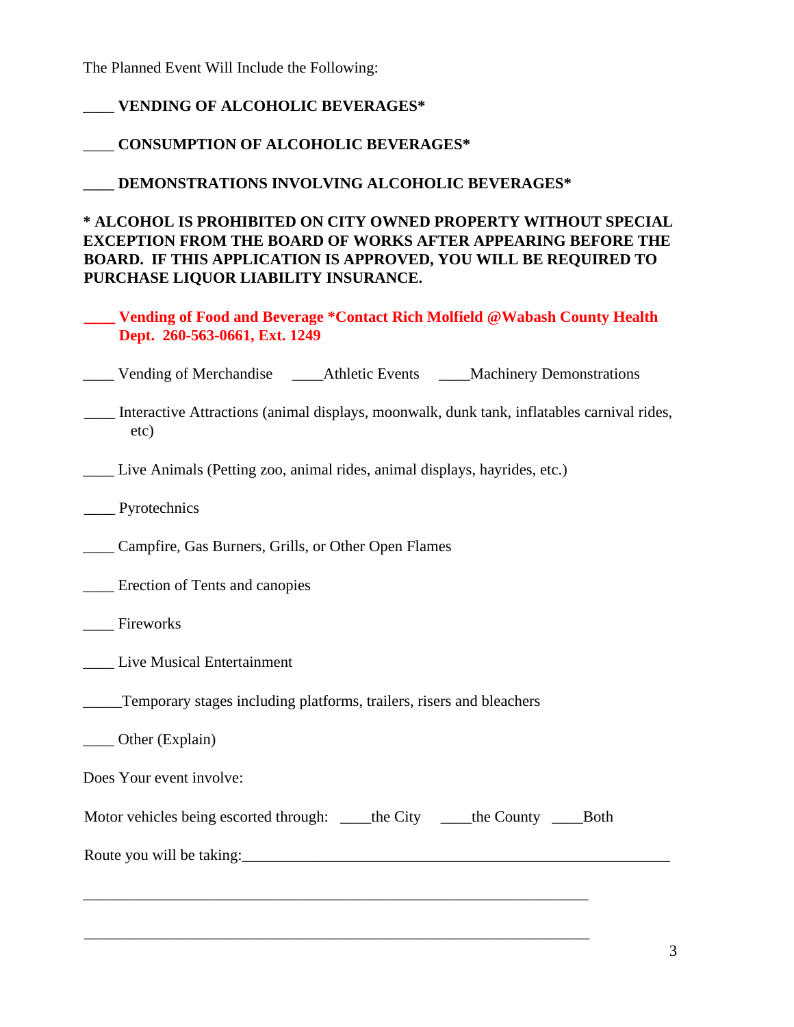The Planned Event Will Include the Following:

____ **VENDING OF ALCOHOLIC BEVERAGES***

____ **CONSUMPTION OF ALCOHOLIC BEVERAGES***

____ **DEMONSTRATIONS INVOLVING ALCOHOLIC BEVERAGES***

*** ALCOHOL IS PROHIBITED ON CITY OWNED PROPERTY WITHOUT SPECIAL EXCEPTION FROM THE BOARD OF WORKS AFTER APPEARING BEFORE THE BOARD. IF THIS APPLICATION IS APPROVED, YOU WILL BE REQUIRED TO PURCHASE LIQUOR LIABILITY INSURANCE.**

____ **Vending of Food and Beverage *Contact Rich Molfield @Wabash County Health Dept. 260-563-0661, Ext. 1249**

____ Vending of Merchandise ____Athletic Events ____Machinery Demonstrations

____ Interactive Attractions (animal displays, moonwalk, dunk tank, inflatables carnival rides, etc)

____ Live Animals (Petting zoo, animal rides, animal displays, hayrides, etc.)

____ Pyrotechnics

____ Campfire, Gas Burners, Grills, or Other Open Flames

____ Erection of Tents and canopies

____ Fireworks

____ Live Musical Entertainment

_____Temporary stages including platforms, trailers, risers and bleachers

____ Other (Explain)

Does Your event involve:

Motor vehicles being escorted through: ____the City ____the County ____Both

Route you will be taking:___________________________________________________________

_____________________________________________________________________

_____________________________________________________________________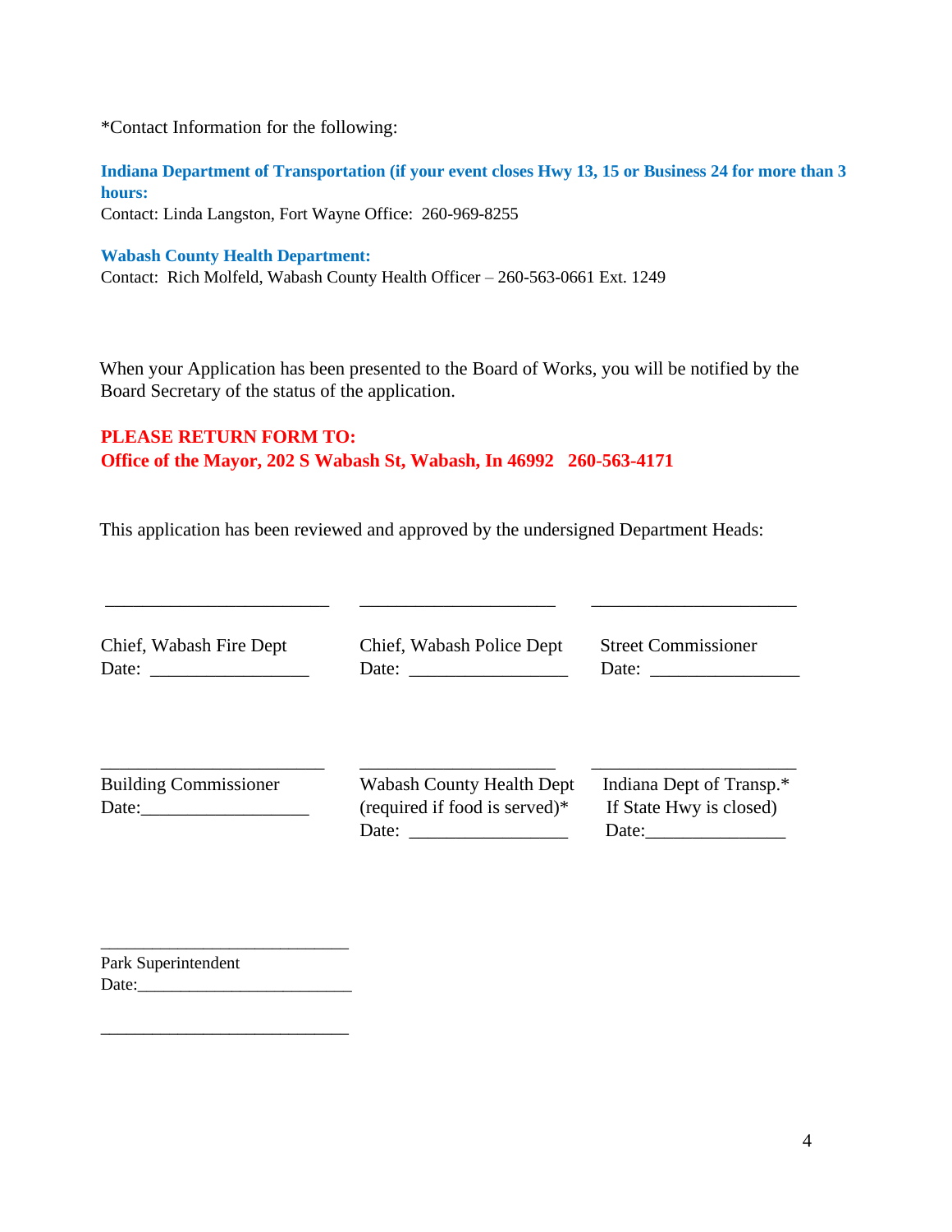*Contact Information for the following:

**Indiana Department of Transportation (if your event closes Hwy 13, 15 or Business 24 for more than 3 hours:**
Contact: Linda Langston, Fort Wayne Office: 260-969-8255

**Wabash County Health Department:**
Contact: Rich Molfeld, Wabash County Health Officer – 260-563-0661 Ext. 1249

When your Application has been presented to the Board of Works, you will be notified by the Board Secretary of the status of the application.

**PLEASE RETURN FORM TO:**
**Office of the Mayor, 202 S Wabash St, Wabash, In 46992 260-563-4171**

This application has been reviewed and approved by the undersigned Department Heads:

| | | |
|---|---|---|
| ________________________<br>Chief, Wabash Fire Dept<br>Date: _________________ | ______________________<br>Chief, Wabash Police Dept<br>Date: _________________ | ______________________<br>Street Commissioner<br>Date: ________________ |
| ________________________<br>Building Commissioner<br>Date:__________________ | ______________________<br>Wabash County Health Dept<br>(required if food is served)*<br>Date: _________________ | ______________________<br>Indiana Dept of Transp.*<br>If State Hwy is closed)<br>Date:_______________ |

___________________________
Park Superintendent
Date:________________________

___________________________